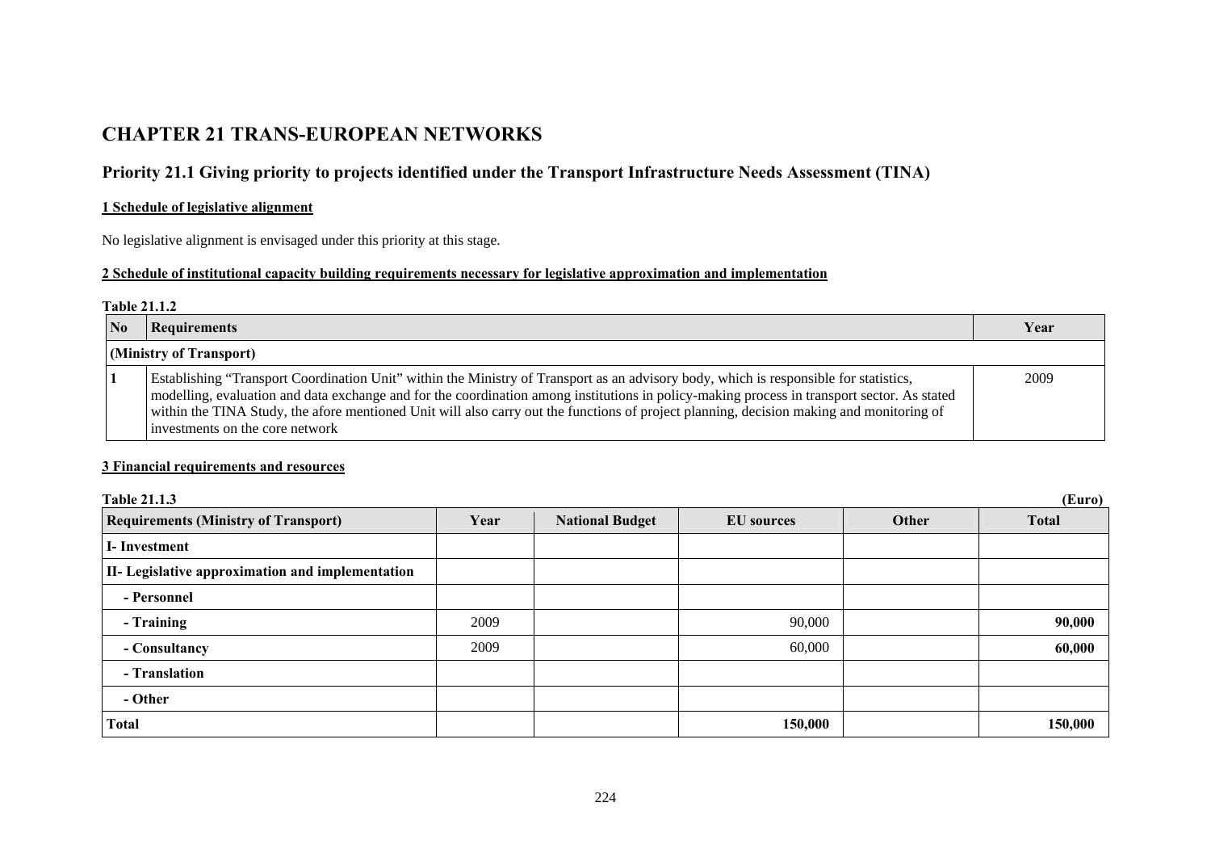# CHAPTER 21 TRANS-EUROPEAN NETWORKS

## Priority 21.1 Giving priority to projects identified under the Transport Infrastructure Needs Assessment (TINA)

### 1 Schedule of legislative alignment

No legislative alignment is envisaged under this priority at this stage.

### 2 Schedule of institutional capacity building requirements necessary for legislative approximation and implementation

**Table 21.1.2**

| No | Requirements | Year |
|---|---|---|
| **(Ministry of Transport)** | | |
| 1 | Establishing "Transport Coordination Unit" within the Ministry of Transport as an advisory body, which is responsible for statistics, modelling, evaluation and data exchange and for the coordination among institutions in policy-making process in transport sector. As stated within the TINA Study, the afore mentioned Unit will also carry out the functions of project planning, decision making and monitoring of investments on the core network | 2009 |

### 3 Financial requirements and resources

**Table 21.1.3** (Euro)

| Requirements (Ministry of Transport) | Year | National Budget | EU sources | Other | Total |
|---|---|---|---|---|---|
| **I- Investment** | | | | | |
| **II- Legislative approximation and implementation** | | | | | |
| **- Personnel** | | | | | |
| **- Training** | 2009 | | 90,000 | | **90,000** |
| **- Consultancy** | 2009 | | 60,000 | | **60,000** |
| **- Translation** | | | | | |
| **- Other** | | | | | |
| **Total** | | | **150,000** | | **150,000** |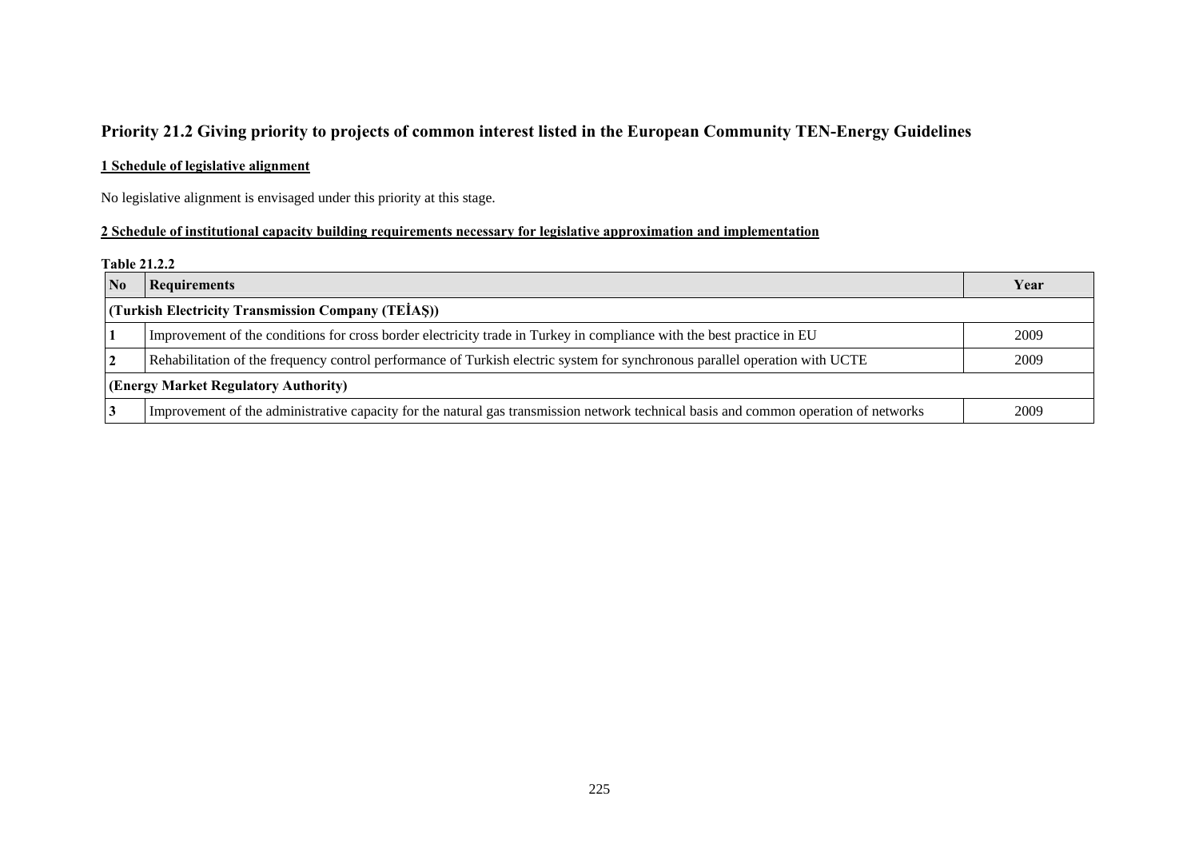## Priority 21.2 Giving priority to projects of common interest listed in the European Community TEN-Energy Guidelines

### 1 Schedule of legislative alignment

No legislative alignment is envisaged under this priority at this stage.

### 2 Schedule of institutional capacity building requirements necessary for legislative approximation and implementation

**Table 21.2.2**

| No | Requirements | Year |
|---|---|---|
| **(Turkish Electricity Transmission Company (TEİAŞ))** | | |
| **1** | Improvement of the conditions for cross border electricity trade in Turkey in compliance with the best practice in EU | 2009 |
| **2** | Rehabilitation of the frequency control performance of Turkish electric system for synchronous parallel operation with UCTE | 2009 |
| **(Energy Market Regulatory Authority)** | | |
| **3** | Improvement of the administrative capacity for the natural gas transmission network technical basis and common operation of networks | 2009 |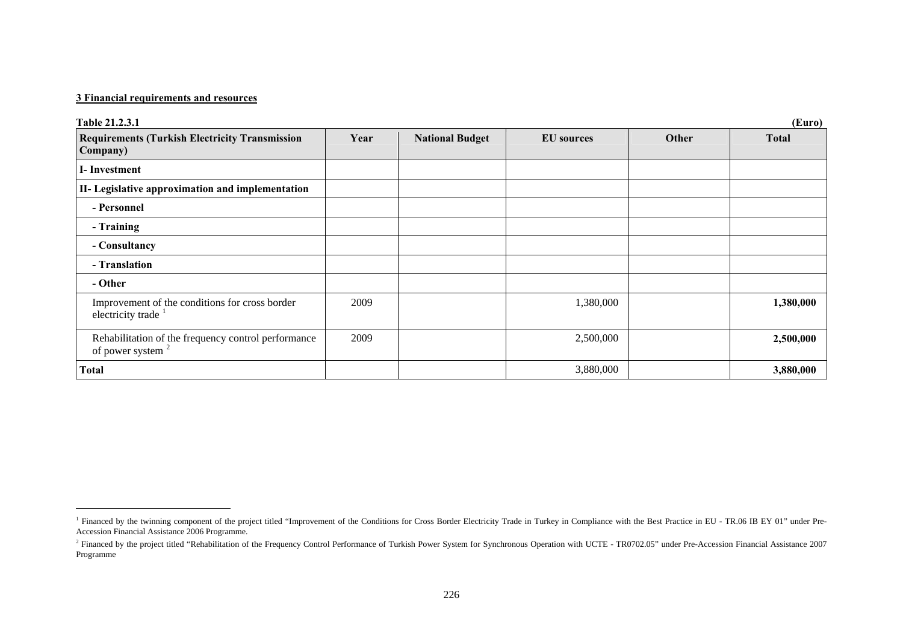**3 Financial requirements and resources**

**Table 21.2.3.1** **(Euro)**

| Requirements (Turkish Electricity Transmission Company) | Year | National Budget | EU sources | Other | Total |
|---|---|---|---|---|---|
| **I- Investment** | | | | | |
| **II- Legislative approximation and implementation** | | | | | |
| **- Personnel** | | | | | |
| **- Training** | | | | | |
| **- Consultancy** | | | | | |
| **- Translation** | | | | | |
| **- Other** | | | | | |
| Improvement of the conditions for cross border electricity trade [1] | 2009 | | 1,380,000 | | **1,380,000** |
| Rehabilitation of the frequency control performance of power system [2] | 2009 | | 2,500,000 | | **2,500,000** |
| **Total** | | | 3,880,000 | | **3,880,000** |

[1] Financed by the twinning component of the project titled "Improvement of the Conditions for Cross Border Electricity Trade in Turkey in Compliance with the Best Practice in EU - TR.06 IB EY 01" under Pre-Accession Financial Assistance 2006 Programme.

[2] Financed by the project titled "Rehabilitation of the Frequency Control Performance of Turkish Power System for Synchronous Operation with UCTE - TR0702.05" under Pre-Accession Financial Assistance 2007 Programme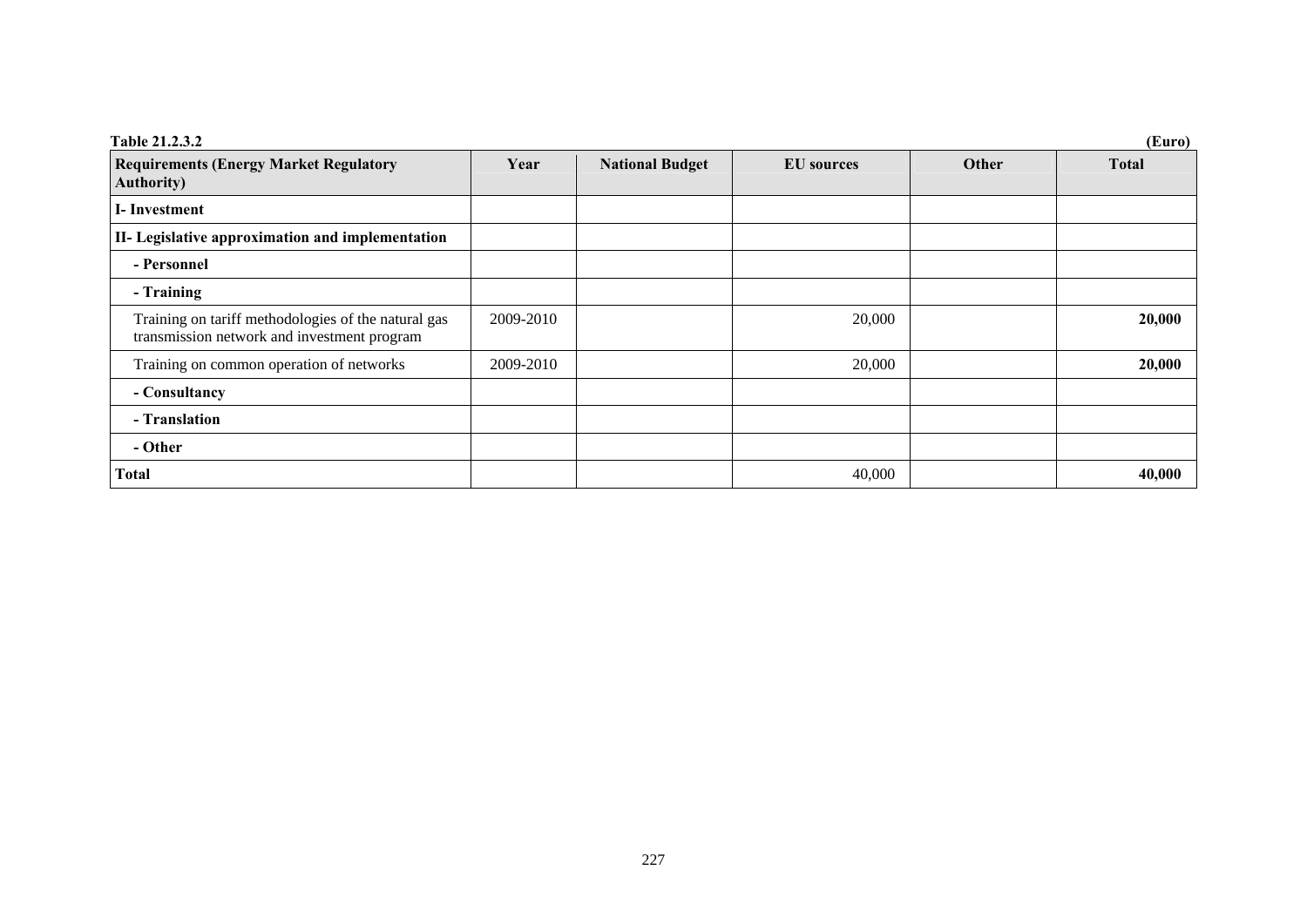**Table 21.2.3.2** **(Euro)**

| Requirements (Energy Market Regulatory Authority) | Year | National Budget | EU sources | Other | Total |
|---|---|---|---|---|---|
| **I- Investment** | | | | | |
| **II- Legislative approximation and implementation** | | | | | |
| **- Personnel** | | | | | |
| **- Training** | | | | | |
| Training on tariff methodologies of the natural gas transmission network and investment program | 2009-2010 | | 20,000 | | **20,000** |
| Training on common operation of networks | 2009-2010 | | 20,000 | | **20,000** |
| **- Consultancy** | | | | | |
| **- Translation** | | | | | |
| **- Other** | | | | | |
| **Total** | | | 40,000 | | **40,000** |